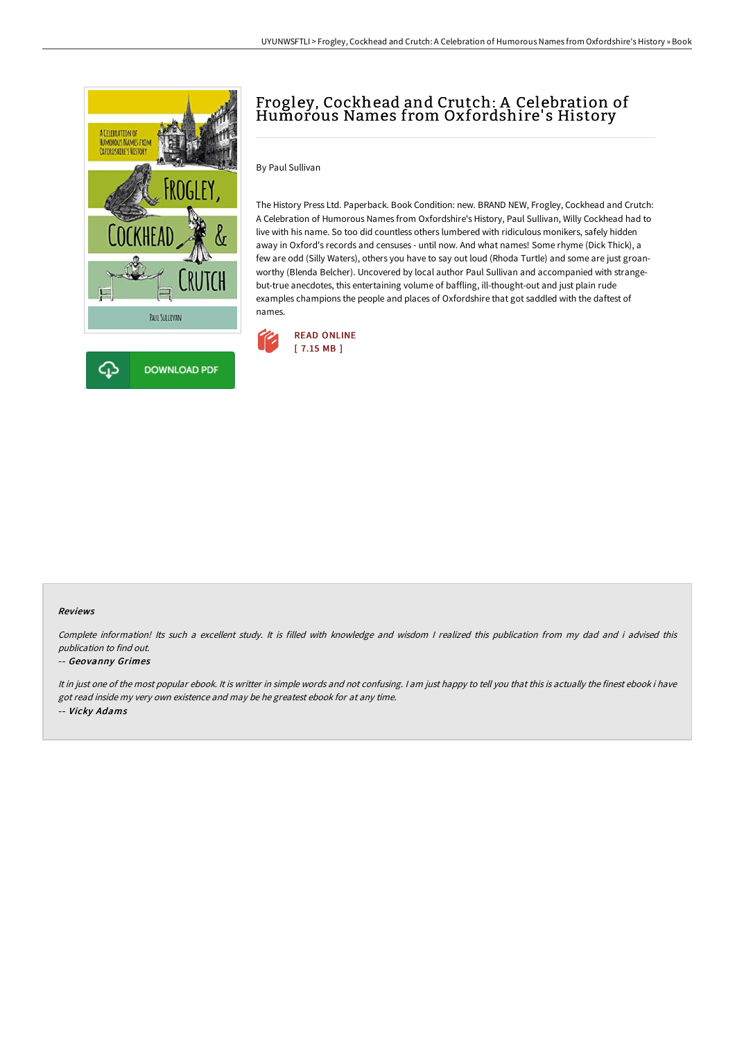# Frogley, Cockhead and Crutch: A Celebration of Humorous Names from Oxfordshire's History

By Paul Sullivan

The History Press Ltd. Paperback. Book Condition: new. BRAND NEW, Frogley, Cockhead and Crutch: A Celebration of Humorous Names from Oxfordshire's History, Paul Sullivan, Willy Cockhead had to live with his name. So too did countless others lumbered with ridiculous monikers, safely hidden away in Oxford's records and censuses - until now. And what names! Some rhyme (Dick Thick), a few are odd (Silly Waters), others you have to say out loud (Rhoda Turtle) and some are just groan-worthy (Blenda Belcher). Uncovered by local author Paul Sullivan and accompanied with strange-but-true anecdotes, this entertaining volume of baffling, ill-thought-out and just plain rude examples champions the people and places of Oxfordshire that got saddled with the daftest of names.

READ ONLINE
[ 7.15 MB ]

DOWNLOAD PDF

### Reviews

*Complete information! Its such a excellent study. It is filled with knowledge and wisdom I realized this publication from my dad and i advised this publication to find out.*

-- *Geovanny Grimes*

*It in just one of the most popular ebook. It is writter in simple words and not confusing. I am just happy to tell you that this is actually the finest ebook i have got read inside my very own existence and may be he greatest ebook for at any time.*

-- *Vicky Adams*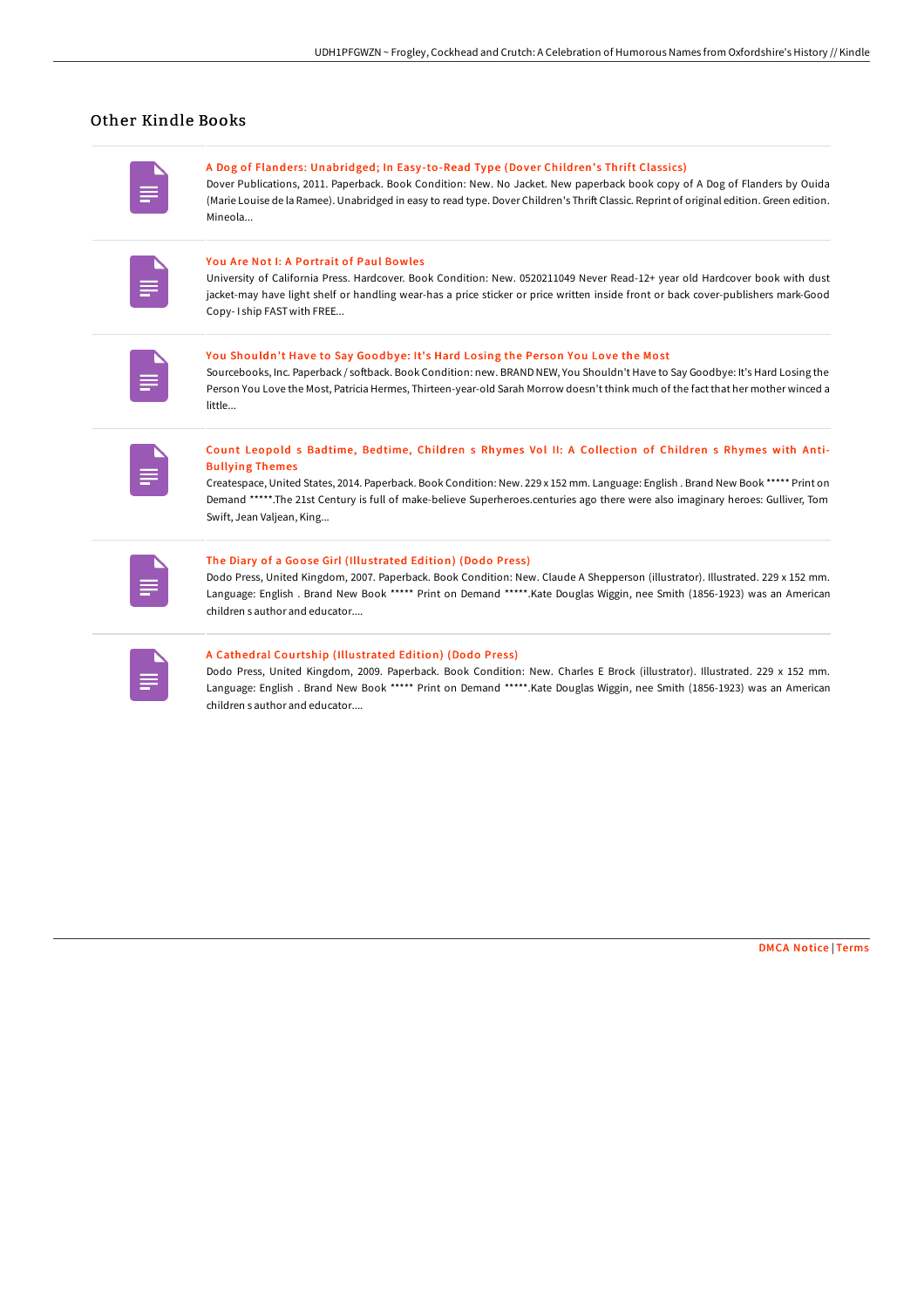## Other Kindle Books

### A Dog of Flanders: Unabridged; In Easy-to-Read Type (Dover Children's Thrift Classics)

Dover Publications, 2011. Paperback. Book Condition: New. No Jacket. New paperback book copy of A Dog of Flanders by Ouida (Marie Louise de la Ramee). Unabridged in easy to read type. Dover Children's Thrift Classic. Reprint of original edition. Green edition. Mineola...

### You Are Not I: A Portrait of Paul Bowles

University of California Press. Hardcover. Book Condition: New. 0520211049 Never Read-12+ year old Hardcover book with dust jacket-may have light shelf or handling wear-has a price sticker or price written inside front or back cover-publishers mark-Good Copy- I ship FAST with FREE...

### You Shouldn't Have to Say Goodbye: It's Hard Losing the Person You Love the Most

Sourcebooks, Inc. Paperback / softback. Book Condition: new. BRAND NEW, You Shouldn't Have to Say Goodbye: It's Hard Losing the Person You Love the Most, Patricia Hermes, Thirteen-year-old Sarah Morrow doesn't think much of the fact that her mother winced a little...

### Count Leopold s Badtime, Bedtime, Children s Rhymes Vol II: A Collection of Children s Rhymes with Anti-Bullying Themes

Createspace, United States, 2014. Paperback. Book Condition: New. 229 x 152 mm. Language: English . Brand New Book ***** Print on Demand *****.The 21st Century is full of make-believe Superheroes.centuries ago there were also imaginary heroes: Gulliver, Tom Swift, Jean Valjean, King...

### The Diary of a Goose Girl (Illustrated Edition) (Dodo Press)

Dodo Press, United Kingdom, 2007. Paperback. Book Condition: New. Claude A Shepperson (illustrator). Illustrated. 229 x 152 mm. Language: English . Brand New Book ***** Print on Demand *****.Kate Douglas Wiggin, nee Smith (1856-1923) was an American children s author and educator....

### A Cathedral Courtship (Illustrated Edition) (Dodo Press)

Dodo Press, United Kingdom, 2009. Paperback. Book Condition: New. Charles E Brock (illustrator). Illustrated. 229 x 152 mm. Language: English . Brand New Book ***** Print on Demand *****.Kate Douglas Wiggin, nee Smith (1856-1923) was an American children s author and educator....